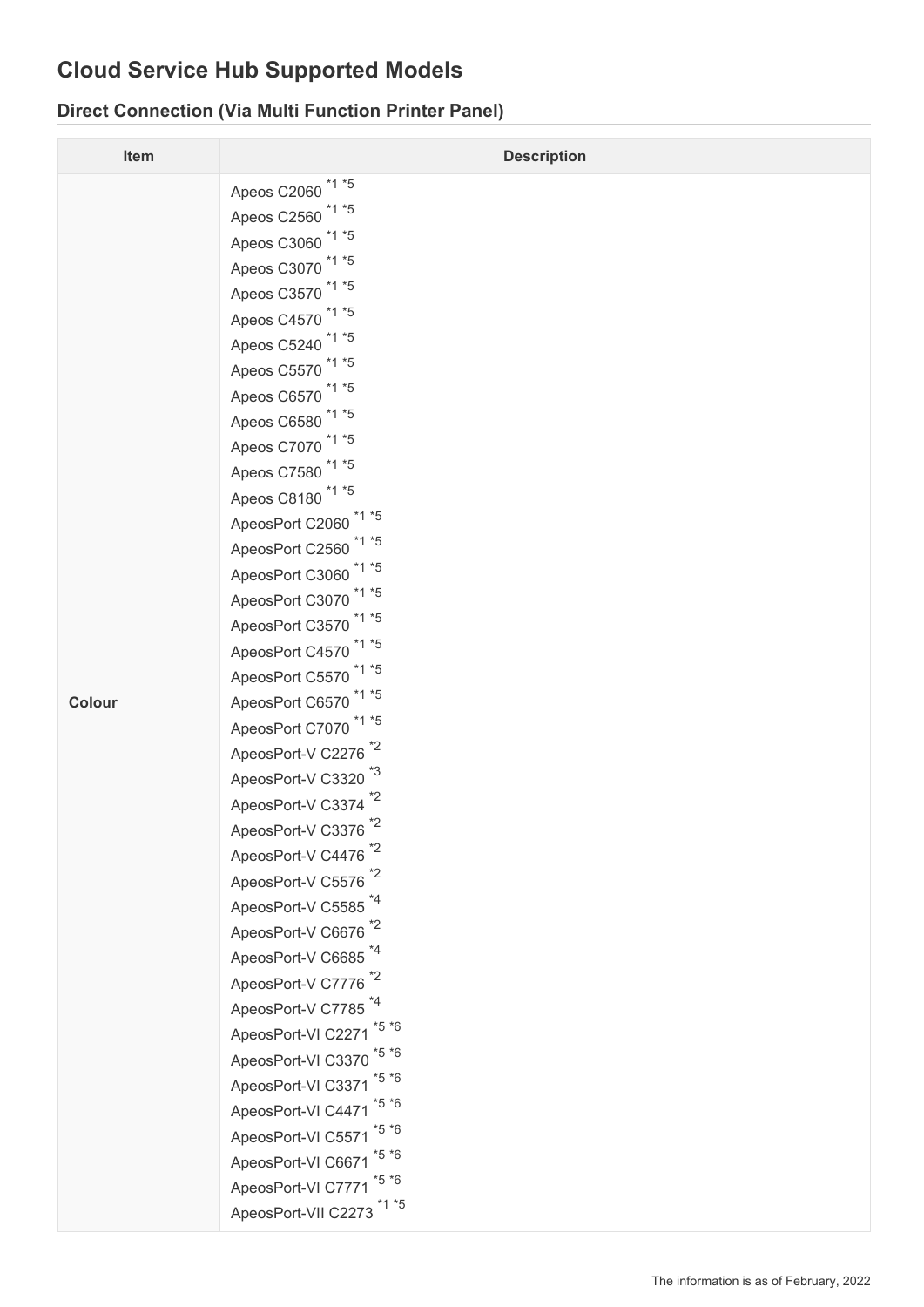# Cloud Service Hub Supported Models

## Direct Connection (Via Multi Function Printer Panel)

| Item | Description |
| --- | --- |
| Colour | Apeos C2060 *1 *5<br>Apeos C2560 *1 *5<br>Apeos C3060 *1 *5<br>Apeos C3070 *1 *5<br>Apeos C3570 *1 *5<br>Apeos C4570 *1 *5<br>Apeos C5240 *1 *5<br>Apeos C5570 *1 *5<br>Apeos C6570 *1 *5<br>Apeos C6580 *1 *5<br>Apeos C7070 *1 *5<br>Apeos C7580 *1 *5<br>Apeos C8180 *1 *5<br>ApeosPort C2060 *1 *5<br>ApeosPort C2560 *1 *5<br>ApeosPort C3060 *1 *5<br>ApeosPort C3070 *1 *5<br>ApeosPort C3570 *1 *5<br>ApeosPort C4570 *1 *5<br>ApeosPort C5570 *1 *5<br>ApeosPort C6570 *1 *5<br>ApeosPort C7070 *1 *5<br>ApeosPort-V C2276 *2<br>ApeosPort-V C3320 *3<br>ApeosPort-V C3374 *2<br>ApeosPort-V C3376 *2<br>ApeosPort-V C4476 *2<br>ApeosPort-V C5576 *2<br>ApeosPort-V C5585 *4<br>ApeosPort-V C6676 *2<br>ApeosPort-V C6685 *4<br>ApeosPort-V C7776 *2<br>ApeosPort-V C7785 *4<br>ApeosPort-VI C2271 *5 *6<br>ApeosPort-VI C3370 *5 *6<br>ApeosPort-VI C3371 *5 *6<br>ApeosPort-VI C4471 *5 *6<br>ApeosPort-VI C5571 *5 *6<br>ApeosPort-VI C6671 *5 *6<br>ApeosPort-VI C7771 *5 *6<br>ApeosPort-VII C2273 *1 *5 |

The information is as of February, 2022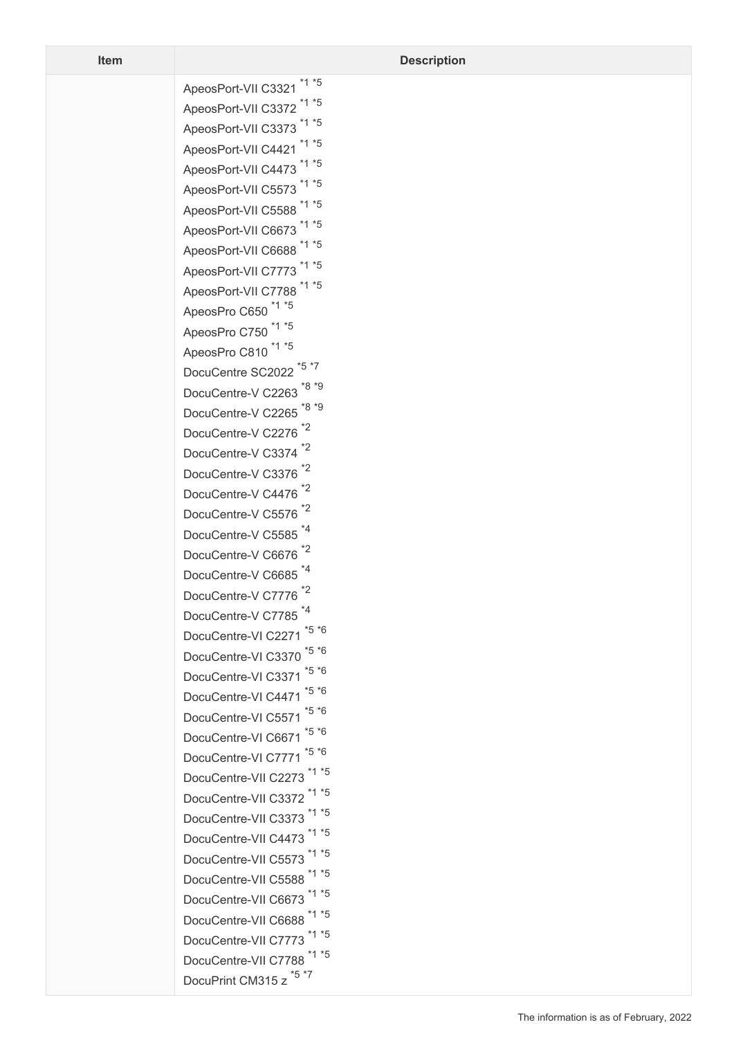| Item | Description |
| --- | --- |
| | ApeosPort-VII C3321 [*1 *5]<br>ApeosPort-VII C3372 [*1 *5]<br>ApeosPort-VII C3373 [*1 *5]<br>ApeosPort-VII C4421 [*1 *5]<br>ApeosPort-VII C4473 [*1 *5]<br>ApeosPort-VII C5573 [*1 *5]<br>ApeosPort-VII C5588 [*1 *5]<br>ApeosPort-VII C6673 [*1 *5]<br>ApeosPort-VII C6688 [*1 *5]<br>ApeosPort-VII C7773 [*1 *5]<br>ApeosPort-VII C7788 [*1 *5]<br>ApeosPro C650 [*1 *5]<br>ApeosPro C750 [*1 *5]<br>ApeosPro C810 [*1 *5]<br>DocuCentre SC2022 [*5 *7]<br>DocuCentre-V C2263 [*8 *9]<br>DocuCentre-V C2265 [*8 *9]<br>DocuCentre-V C2276 [*2]<br>DocuCentre-V C3374 [*2]<br>DocuCentre-V C3376 [*2]<br>DocuCentre-V C4476 [*2]<br>DocuCentre-V C5576 [*2]<br>DocuCentre-V C5585 [*4]<br>DocuCentre-V C6676 [*2]<br>DocuCentre-V C6685 [*4]<br>DocuCentre-V C7776 [*2]<br>DocuCentre-V C7785 [*4]<br>DocuCentre-VI C2271 [*5 *6]<br>DocuCentre-VI C3370 [*5 *6]<br>DocuCentre-VI C3371 [*5 *6]<br>DocuCentre-VI C4471 [*5 *6]<br>DocuCentre-VI C5571 [*5 *6]<br>DocuCentre-VI C6671 [*5 *6]<br>DocuCentre-VI C7771 [*5 *6]<br>DocuCentre-VII C2273 [*1 *5]<br>DocuCentre-VII C3372 [*1 *5]<br>DocuCentre-VII C3373 [*1 *5]<br>DocuCentre-VII C4473 [*1 *5]<br>DocuCentre-VII C5573 [*1 *5]<br>DocuCentre-VII C5588 [*1 *5]<br>DocuCentre-VII C6673 [*1 *5]<br>DocuCentre-VII C6688 [*1 *5]<br>DocuCentre-VII C7773 [*1 *5]<br>DocuCentre-VII C7788 [*1 *5]<br>DocuPrint CM315 z [*5 *7] |

The information is as of February, 2022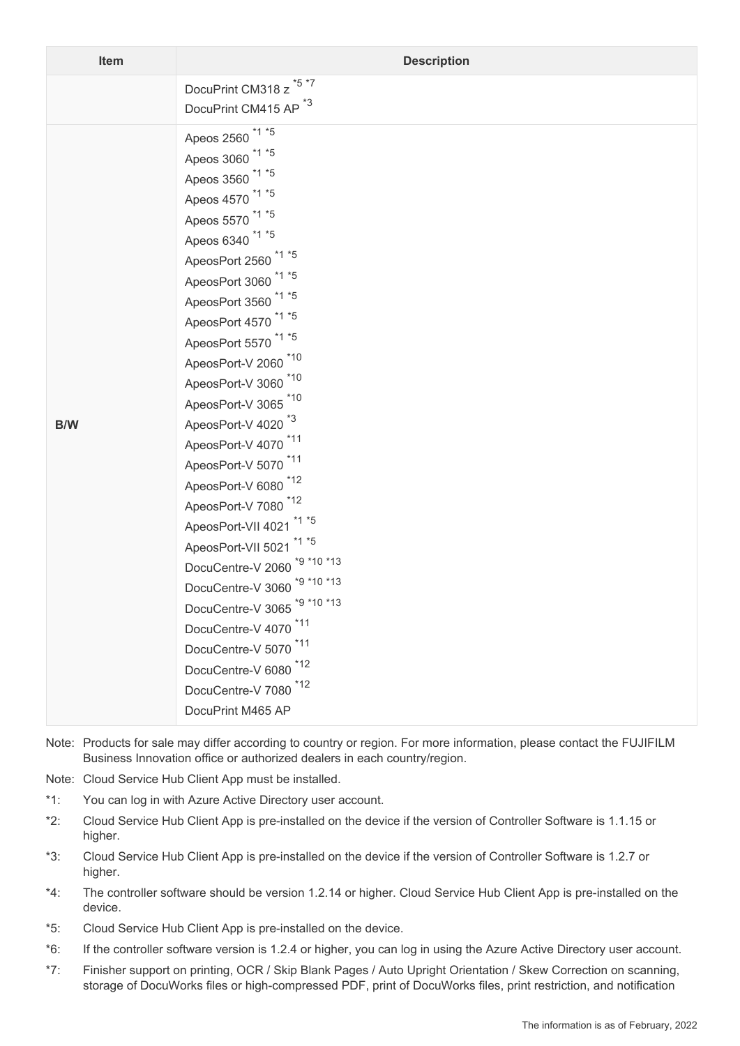| Item | Description |
|---|---|
| | DocuPrint CM318 z [*5 *7]<br>DocuPrint CM415 AP [*3] |
| B/W | Apeos 2560 [*1 *5]<br>Apeos 3060 [*1 *5]<br>Apeos 3560 [*1 *5]<br>Apeos 4570 [*1 *5]<br>Apeos 5570 [*1 *5]<br>Apeos 6340 [*1 *5]<br>ApeosPort 2560 [*1 *5]<br>ApeosPort 3060 [*1 *5]<br>ApeosPort 3560 [*1 *5]<br>ApeosPort 4570 [*1 *5]<br>ApeosPort 5570 [*1 *5]<br>ApeosPort-V 2060 [*10]<br>ApeosPort-V 3060 [*10]<br>ApeosPort-V 3065 [*10]<br>ApeosPort-V 4020 [*3]<br>ApeosPort-V 4070 [*11]<br>ApeosPort-V 5070 [*11]<br>ApeosPort-V 6080 [*12]<br>ApeosPort-V 7080 [*12]<br>ApeosPort-VII 4021 [*1 *5]<br>ApeosPort-VII 5021 [*1 *5]<br>DocuCentre-V 2060 [*9 *10 *13]<br>DocuCentre-V 3060 [*9 *10 *13]<br>DocuCentre-V 3065 [*9 *10 *13]<br>DocuCentre-V 4070 [*11]<br>DocuCentre-V 5070 [*11]<br>DocuCentre-V 6080 [*12]<br>DocuCentre-V 7080 [*12]<br>DocuPrint M465 AP |

Note: Products for sale may differ according to country or region. For more information, please contact the FUJIFILM Business Innovation office or authorized dealers in each country/region.

Note: Cloud Service Hub Client App must be installed.

*1: You can log in with Azure Active Directory user account.

*2: Cloud Service Hub Client App is pre-installed on the device if the version of Controller Software is 1.1.15 or higher.

*3: Cloud Service Hub Client App is pre-installed on the device if the version of Controller Software is 1.2.7 or higher.

*4: The controller software should be version 1.2.14 or higher. Cloud Service Hub Client App is pre-installed on the device.

*5: Cloud Service Hub Client App is pre-installed on the device.

*6: If the controller software version is 1.2.4 or higher, you can log in using the Azure Active Directory user account.

*7: Finisher support on printing, OCR / Skip Blank Pages / Auto Upright Orientation / Skew Correction on scanning, storage of DocuWorks files or high-compressed PDF, print of DocuWorks files, print restriction, and notification

The information is as of February, 2022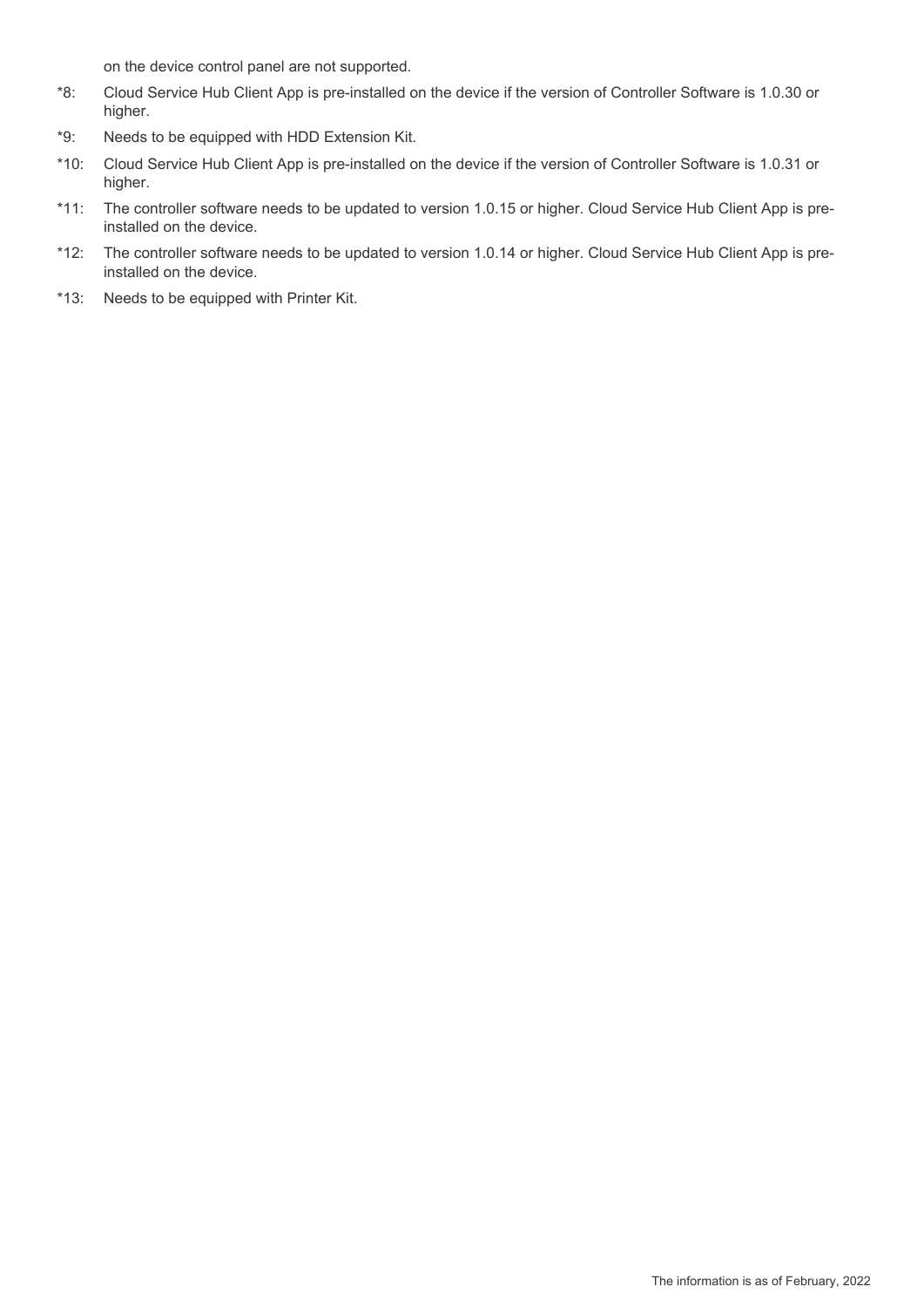on the device control panel are not supported.

*8: Cloud Service Hub Client App is pre-installed on the device if the version of Controller Software is 1.0.30 or higher.

*9: Needs to be equipped with HDD Extension Kit.

*10: Cloud Service Hub Client App is pre-installed on the device if the version of Controller Software is 1.0.31 or higher.

*11: The controller software needs to be updated to version 1.0.15 or higher. Cloud Service Hub Client App is pre-installed on the device.

*12: The controller software needs to be updated to version 1.0.14 or higher. Cloud Service Hub Client App is pre-installed on the device.

*13: Needs to be equipped with Printer Kit.

The information is as of February, 2022